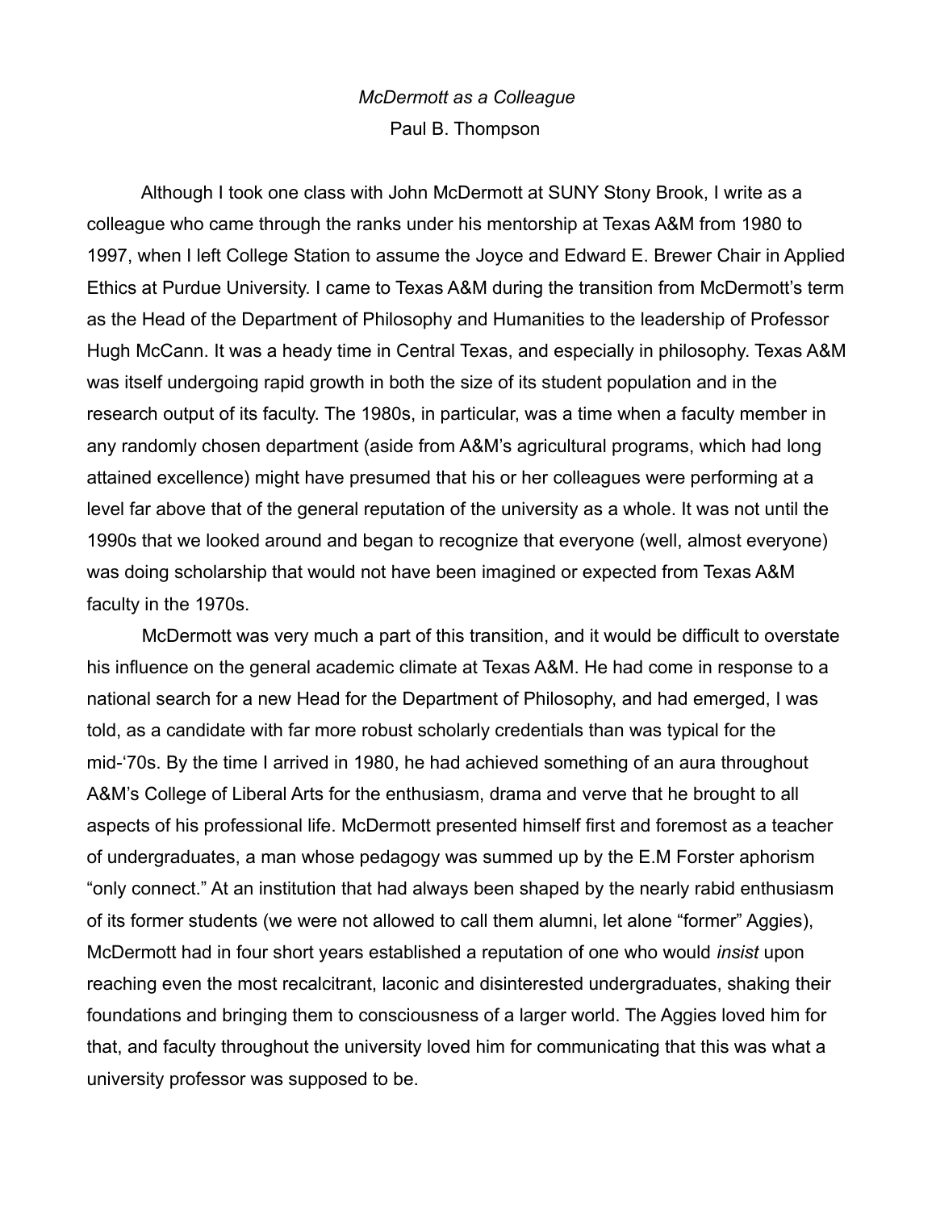*McDermott as a Colleague*

Paul B. Thompson

Although I took one class with John McDermott at SUNY Stony Brook, I write as a colleague who came through the ranks under his mentorship at Texas A&M from 1980 to 1997, when I left College Station to assume the Joyce and Edward E. Brewer Chair in Applied Ethics at Purdue University. I came to Texas A&M during the transition from McDermott's term as the Head of the Department of Philosophy and Humanities to the leadership of Professor Hugh McCann. It was a heady time in Central Texas, and especially in philosophy. Texas A&M was itself undergoing rapid growth in both the size of its student population and in the research output of its faculty. The 1980s, in particular, was a time when a faculty member in any randomly chosen department (aside from A&M's agricultural programs, which had long attained excellence) might have presumed that his or her colleagues were performing at a level far above that of the general reputation of the university as a whole. It was not until the 1990s that we looked around and began to recognize that everyone (well, almost everyone) was doing scholarship that would not have been imagined or expected from Texas A&M faculty in the 1970s.

McDermott was very much a part of this transition, and it would be difficult to overstate his influence on the general academic climate at Texas A&M. He had come in response to a national search for a new Head for the Department of Philosophy, and had emerged, I was told, as a candidate with far more robust scholarly credentials than was typical for the mid-'70s. By the time I arrived in 1980, he had achieved something of an aura throughout A&M's College of Liberal Arts for the enthusiasm, drama and verve that he brought to all aspects of his professional life. McDermott presented himself first and foremost as a teacher of undergraduates, a man whose pedagogy was summed up by the E.M Forster aphorism "only connect." At an institution that had always been shaped by the nearly rabid enthusiasm of its former students (we were not allowed to call them alumni, let alone "former" Aggies), McDermott had in four short years established a reputation of one who would *insist* upon reaching even the most recalcitrant, laconic and disinterested undergraduates, shaking their foundations and bringing them to consciousness of a larger world. The Aggies loved him for that, and faculty throughout the university loved him for communicating that this was what a university professor was supposed to be.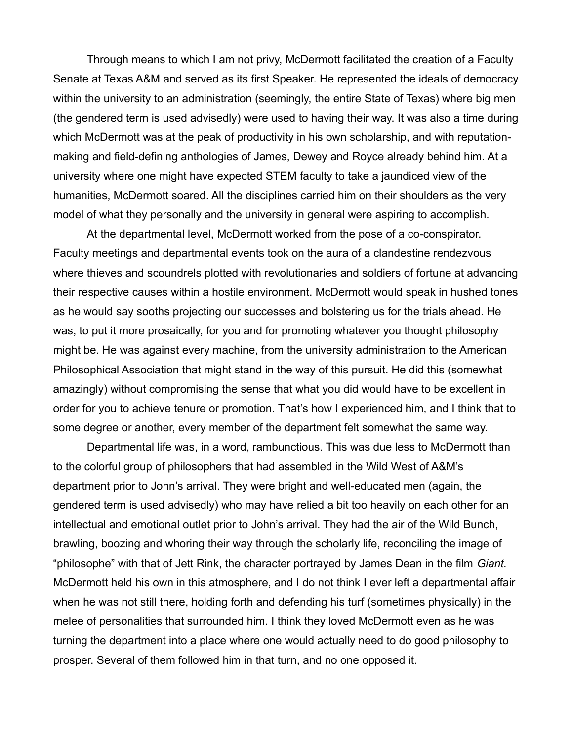Through means to which I am not privy, McDermott facilitated the creation of a Faculty Senate at Texas A&M and served as its first Speaker. He represented the ideals of democracy within the university to an administration (seemingly, the entire State of Texas) where big men (the gendered term is used advisedly) were used to having their way. It was also a time during which McDermott was at the peak of productivity in his own scholarship, and with reputation-making and field-defining anthologies of James, Dewey and Royce already behind him. At a university where one might have expected STEM faculty to take a jaundiced view of the humanities, McDermott soared. All the disciplines carried him on their shoulders as the very model of what they personally and the university in general were aspiring to accomplish.

At the departmental level, McDermott worked from the pose of a co-conspirator. Faculty meetings and departmental events took on the aura of a clandestine rendezvous where thieves and scoundrels plotted with revolutionaries and soldiers of fortune at advancing their respective causes within a hostile environment. McDermott would speak in hushed tones as he would say sooths projecting our successes and bolstering us for the trials ahead. He was, to put it more prosaically, for you and for promoting whatever you thought philosophy might be. He was against every machine, from the university administration to the American Philosophical Association that might stand in the way of this pursuit. He did this (somewhat amazingly) without compromising the sense that what you did would have to be excellent in order for you to achieve tenure or promotion. That's how I experienced him, and I think that to some degree or another, every member of the department felt somewhat the same way.

Departmental life was, in a word, rambunctious. This was due less to McDermott than to the colorful group of philosophers that had assembled in the Wild West of A&M's department prior to John's arrival. They were bright and well-educated men (again, the gendered term is used advisedly) who may have relied a bit too heavily on each other for an intellectual and emotional outlet prior to John's arrival. They had the air of the Wild Bunch, brawling, boozing and whoring their way through the scholarly life, reconciling the image of "philosophe" with that of Jett Rink, the character portrayed by James Dean in the film *Giant.* McDermott held his own in this atmosphere, and I do not think I ever left a departmental affair when he was not still there, holding forth and defending his turf (sometimes physically) in the melee of personalities that surrounded him. I think they loved McDermott even as he was turning the department into a place where one would actually need to do good philosophy to prosper. Several of them followed him in that turn, and no one opposed it.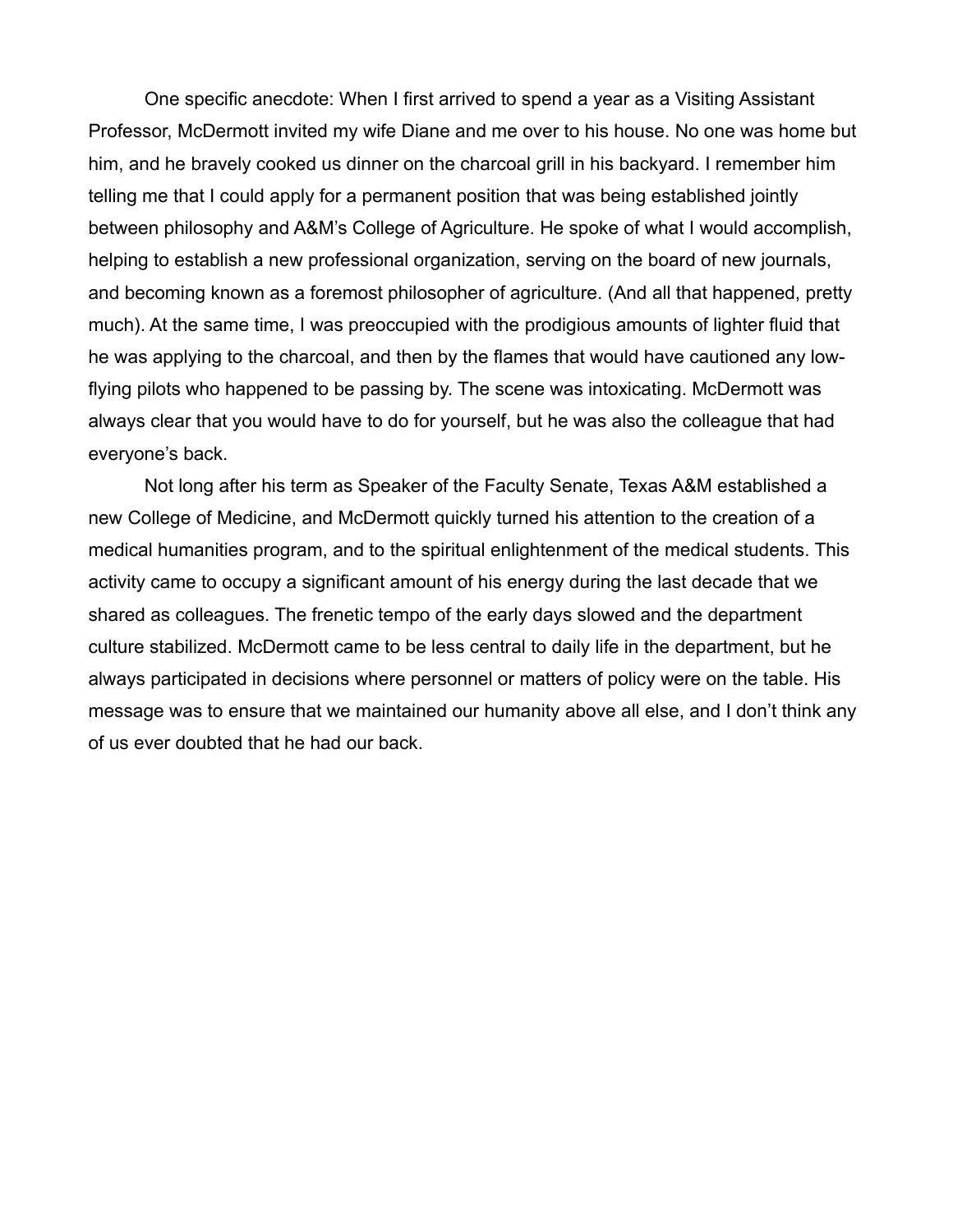One specific anecdote: When I first arrived to spend a year as a Visiting Assistant Professor, McDermott invited my wife Diane and me over to his house. No one was home but him, and he bravely cooked us dinner on the charcoal grill in his backyard. I remember him telling me that I could apply for a permanent position that was being established jointly between philosophy and A&M's College of Agriculture. He spoke of what I would accomplish, helping to establish a new professional organization, serving on the board of new journals, and becoming known as a foremost philosopher of agriculture. (And all that happened, pretty much). At the same time, I was preoccupied with the prodigious amounts of lighter fluid that he was applying to the charcoal, and then by the flames that would have cautioned any low-flying pilots who happened to be passing by. The scene was intoxicating. McDermott was always clear that you would have to do for yourself, but he was also the colleague that had everyone's back.

Not long after his term as Speaker of the Faculty Senate, Texas A&M established a new College of Medicine, and McDermott quickly turned his attention to the creation of a medical humanities program, and to the spiritual enlightenment of the medical students. This activity came to occupy a significant amount of his energy during the last decade that we shared as colleagues. The frenetic tempo of the early days slowed and the department culture stabilized. McDermott came to be less central to daily life in the department, but he always participated in decisions where personnel or matters of policy were on the table. His message was to ensure that we maintained our humanity above all else, and I don't think any of us ever doubted that he had our back.